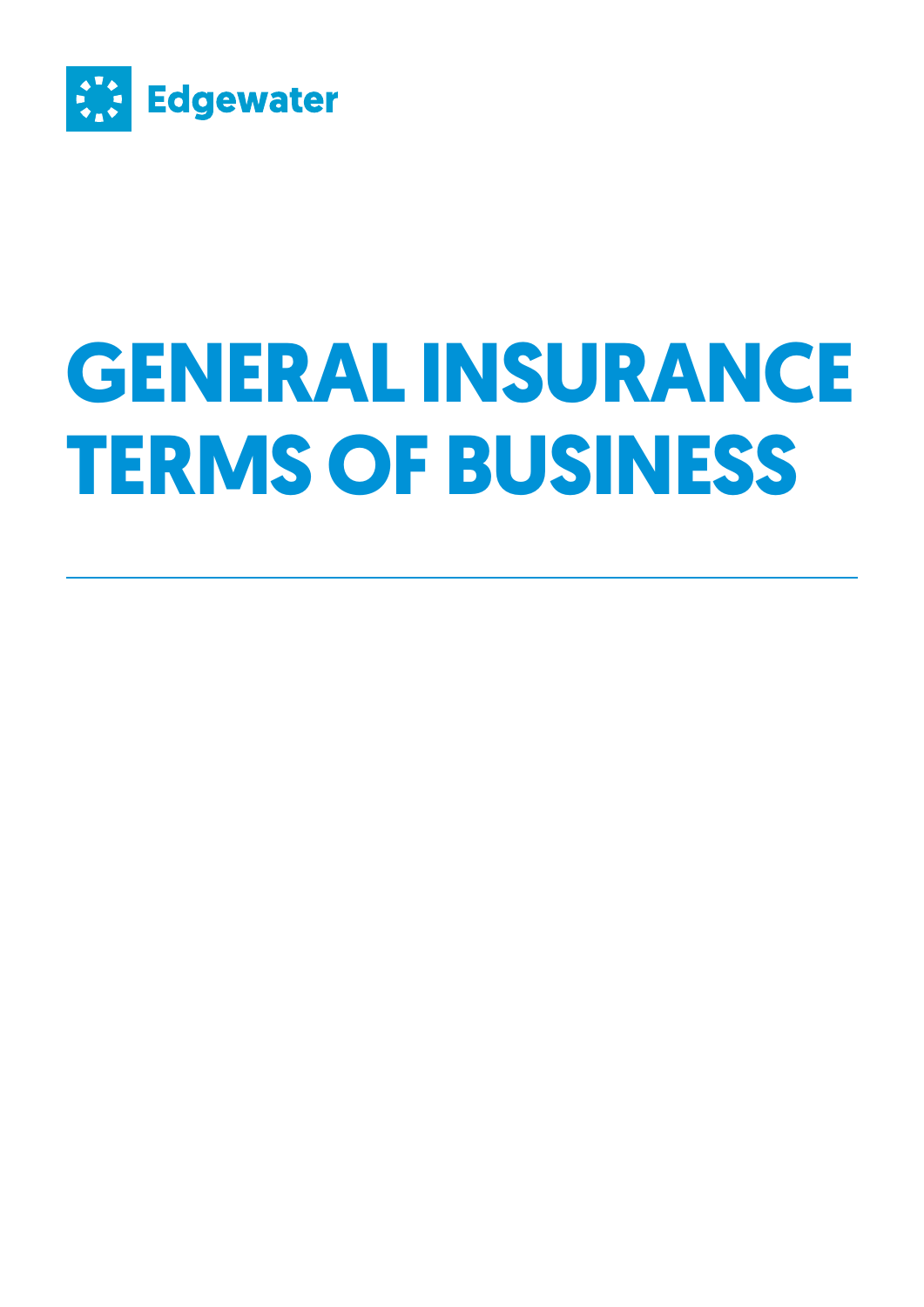Edgewater

# GENERAL INSURANCE TERMS OF BUSINESS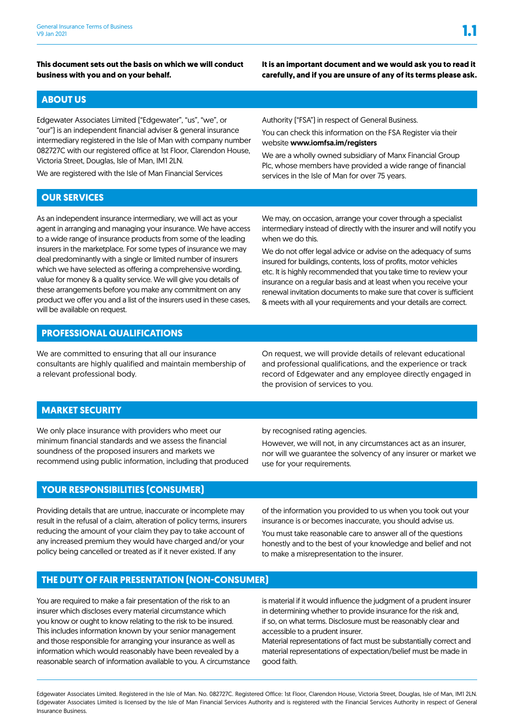**This document sets out the basis on which we will conduct business with you and on your behalf.**

**It is an important document and we would ask you to read it carefully, and if you are unsure of any of its terms please ask.**

## ABOUT US

Edgewater Associates Limited ("Edgewater", "us", "we", or "our") is an independent financial adviser & general insurance intermediary registered in the Isle of Man with company number 082727C with our registered office at 1st Floor, Clarendon House, Victoria Street, Douglas, Isle of Man, IM1 2LN.

We are registered with the Isle of Man Financial Services Authority ("FSA") in respect of General Business.

You can check this information on the FSA Register via their website **www.iomfsa.im/registers**

We are a wholly owned subsidiary of Manx Financial Group Plc, whose members have provided a wide range of financial services in the Isle of Man for over 75 years.

## OUR SERVICES

As an independent insurance intermediary, we will act as your agent in arranging and managing your insurance. We have access to a wide range of insurance products from some of the leading insurers in the marketplace. For some types of insurance we may deal predominantly with a single or limited number of insurers which we have selected as offering a comprehensive wording, value for money & a quality service. We will give you details of these arrangements before you make any commitment on any product we offer you and a list of the insurers used in these cases, will be available on request.

We may, on occasion, arrange your cover through a specialist intermediary instead of directly with the insurer and will notify you when we do this.

We do not offer legal advice or advise on the adequacy of sums insured for buildings, contents, loss of profits, motor vehicles etc. It is highly recommended that you take time to review your insurance on a regular basis and at least when you receive your renewal invitation documents to make sure that cover is sufficient & meets with all your requirements and your details are correct.

## PROFESSIONAL QUALIFICATIONS

We are committed to ensuring that all our insurance consultants are highly qualified and maintain membership of a relevant professional body.

On request, we will provide details of relevant educational and professional qualifications, and the experience or track record of Edgewater and any employee directly engaged in the provision of services to you.

## MARKET SECURITY

We only place insurance with providers who meet our minimum financial standards and we assess the financial soundness of the proposed insurers and markets we recommend using public information, including that produced by recognised rating agencies.

However, we will not, in any circumstances act as an insurer, nor will we guarantee the solvency of any insurer or market we use for your requirements.

## YOUR RESPONSIBILITIES (CONSUMER)

Providing details that are untrue, inaccurate or incomplete may result in the refusal of a claim, alteration of policy terms, insurers reducing the amount of your claim they pay to take account of any increased premium they would have charged and/or your policy being cancelled or treated as if it never existed. If any of the information you provided to us when you took out your insurance is or becomes inaccurate, you should advise us.

You must take reasonable care to answer all of the questions honestly and to the best of your knowledge and belief and not to make a misrepresentation to the insurer.

## THE DUTY OF FAIR PRESENTATION (NON-CONSUMER)

You are required to make a fair presentation of the risk to an insurer which discloses every material circumstance which you know or ought to know relating to the risk to be insured. This includes information known by your senior management and those responsible for arranging your insurance as well as information which would reasonably have been revealed by a reasonable search of information available to you. A circumstance is material if it would influence the judgment of a prudent insurer in determining whether to provide insurance for the risk and, if so, on what terms. Disclosure must be reasonably clear and accessible to a prudent insurer.

Material representations of fact must be substantially correct and material representations of expectation/belief must be made in good faith.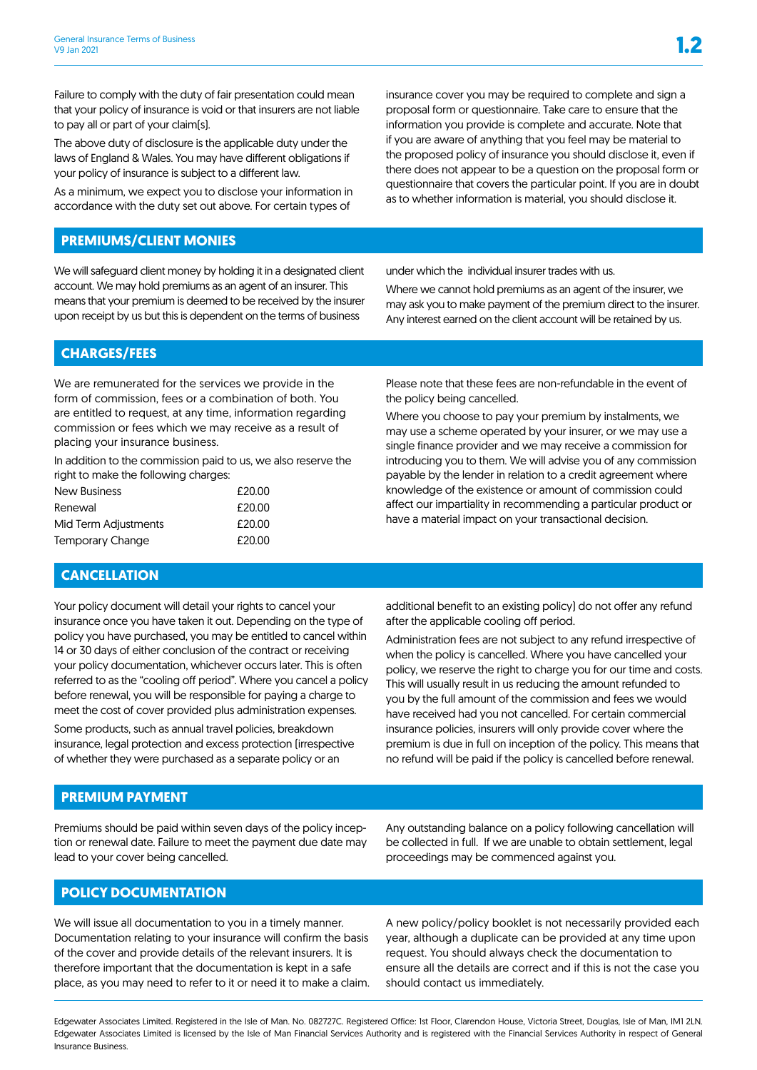Failure to comply with the duty of fair presentation could mean that your policy of insurance is void or that insurers are not liable to pay all or part of your claim(s).

The above duty of disclosure is the applicable duty under the laws of England & Wales. You may have different obligations if your policy of insurance is subject to a different law.

As a minimum, we expect you to disclose your information in accordance with the duty set out above. For certain types of insurance cover you may be required to complete and sign a proposal form or questionnaire. Take care to ensure that the information you provide is complete and accurate. Note that if you are aware of anything that you feel may be material to the proposed policy of insurance you should disclose it, even if there does not appear to be a question on the proposal form or questionnaire that covers the particular point. If you are in doubt as to whether information is material, you should disclose it.

## PREMIUMS/CLIENT MONIES

We will safeguard client money by holding it in a designated client account. We may hold premiums as an agent of an insurer. This means that your premium is deemed to be received by the insurer upon receipt by us but this is dependent on the terms of business under which the individual insurer trades with us.

Where we cannot hold premiums as an agent of the insurer, we may ask you to make payment of the premium direct to the insurer. Any interest earned on the client account will be retained by us.

## CHARGES/FEES

We are remunerated for the services we provide in the form of commission, fees or a combination of both. You are entitled to request, at any time, information regarding commission or fees which we may receive as a result of placing your insurance business.

In addition to the commission paid to us, we also reserve the right to make the following charges:

| | |
|---|---|
| New Business | £20.00 |
| Renewal | £20.00 |
| Mid Term Adjustments | £20.00 |
| Temporary Change | £20.00 |

Please note that these fees are non-refundable in the event of the policy being cancelled.

Where you choose to pay your premium by instalments, we may use a scheme operated by your insurer, or we may use a single finance provider and we may receive a commission for introducing you to them. We will advise you of any commission payable by the lender in relation to a credit agreement where knowledge of the existence or amount of commission could affect our impartiality in recommending a particular product or have a material impact on your transactional decision.

## CANCELLATION

Your policy document will detail your rights to cancel your insurance once you have taken it out. Depending on the type of policy you have purchased, you may be entitled to cancel within 14 or 30 days of either conclusion of the contract or receiving your policy documentation, whichever occurs later. This is often referred to as the "cooling off period". Where you cancel a policy before renewal, you will be responsible for paying a charge to meet the cost of cover provided plus administration expenses.

Some products, such as annual travel policies, breakdown insurance, legal protection and excess protection (irrespective of whether they were purchased as a separate policy or an additional benefit to an existing policy) do not offer any refund after the applicable cooling off period.

Administration fees are not subject to any refund irrespective of when the policy is cancelled. Where you have cancelled your policy, we reserve the right to charge you for our time and costs. This will usually result in us reducing the amount refunded to you by the full amount of the commission and fees we would have received had you not cancelled. For certain commercial insurance policies, insurers will only provide cover where the premium is due in full on inception of the policy. This means that no refund will be paid if the policy is cancelled before renewal.

## PREMIUM PAYMENT

Premiums should be paid within seven days of the policy inception or renewal date. Failure to meet the payment due date may lead to your cover being cancelled.

Any outstanding balance on a policy following cancellation will be collected in full. If we are unable to obtain settlement, legal proceedings may be commenced against you.

## POLICY DOCUMENTATION

We will issue all documentation to you in a timely manner. Documentation relating to your insurance will confirm the basis of the cover and provide details of the relevant insurers. It is therefore important that the documentation is kept in a safe place, as you may need to refer to it or need it to make a claim.

A new policy/policy booklet is not necessarily provided each year, although a duplicate can be provided at any time upon request. You should always check the documentation to ensure all the details are correct and if this is not the case you should contact us immediately.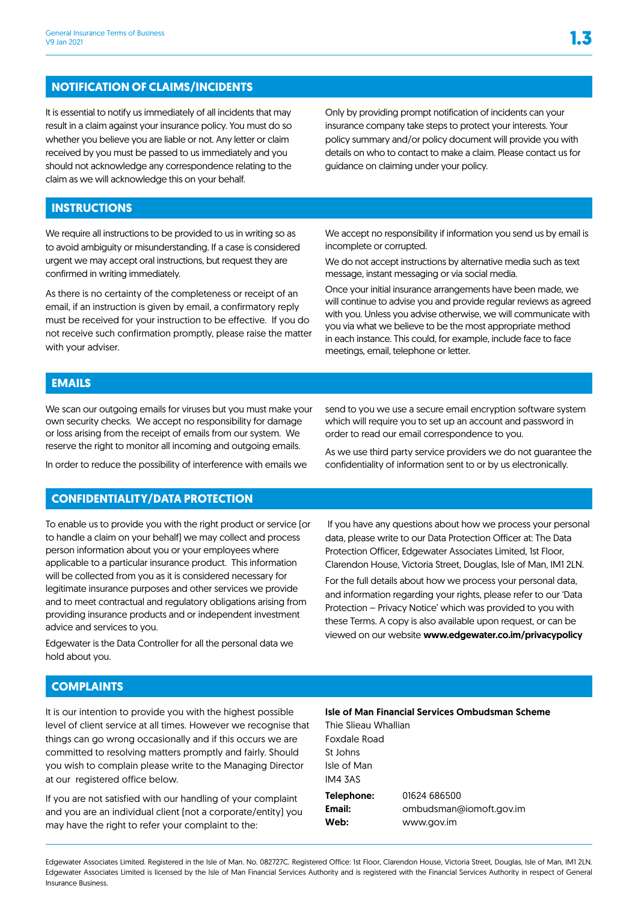## NOTIFICATION OF CLAIMS/INCIDENTS

It is essential to notify us immediately of all incidents that may result in a claim against your insurance policy. You must do so whether you believe you are liable or not. Any letter or claim received by you must be passed to us immediately and you should not acknowledge any correspondence relating to the claim as we will acknowledge this on your behalf.

Only by providing prompt notification of incidents can your insurance company take steps to protect your interests. Your policy summary and/or policy document will provide you with details on who to contact to make a claim. Please contact us for guidance on claiming under your policy.

## INSTRUCTIONS

We require all instructions to be provided to us in writing so as to avoid ambiguity or misunderstanding. If a case is considered urgent we may accept oral instructions, but request they are confirmed in writing immediately.

As there is no certainty of the completeness or receipt of an email, if an instruction is given by email, a confirmatory reply must be received for your instruction to be effective. If you do not receive such confirmation promptly, please raise the matter with your adviser.

We accept no responsibility if information you send us by email is incomplete or corrupted.

We do not accept instructions by alternative media such as text message, instant messaging or via social media.

Once your initial insurance arrangements have been made, we will continue to advise you and provide regular reviews as agreed with you. Unless you advise otherwise, we will communicate with you via what we believe to be the most appropriate method in each instance. This could, for example, include face to face meetings, email, telephone or letter.

## EMAILS

We scan our outgoing emails for viruses but you must make your own security checks. We accept no responsibility for damage or loss arising from the receipt of emails from our system. We reserve the right to monitor all incoming and outgoing emails.

In order to reduce the possibility of interference with emails we send to you we use a secure email encryption software system which will require you to set up an account and password in order to read our email correspondence to you.

As we use third party service providers we do not guarantee the confidentiality of information sent to or by us electronically.

## CONFIDENTIALITY/DATA PROTECTION

To enable us to provide you with the right product or service (or to handle a claim on your behalf) we may collect and process person information about you or your employees where applicable to a particular insurance product. This information will be collected from you as it is considered necessary for legitimate insurance purposes and other services we provide and to meet contractual and regulatory obligations arising from providing insurance products and or independent investment advice and services to you.

Edgewater is the Data Controller for all the personal data we hold about you.

If you have any questions about how we process your personal data, please write to our Data Protection Officer at: The Data Protection Officer, Edgewater Associates Limited, 1st Floor, Clarendon House, Victoria Street, Douglas, Isle of Man, IM1 2LN.

For the full details about how we process your personal data, and information regarding your rights, please refer to our 'Data Protection – Privacy Notice' which was provided to you with these Terms. A copy is also available upon request, or can be viewed on our website **www.edgewater.co.im/privacypolicy**

## COMPLAINTS

It is our intention to provide you with the highest possible level of client service at all times. However we recognise that things can go wrong occasionally and if this occurs we are committed to resolving matters promptly and fairly. Should you wish to complain please write to the Managing Director at our registered office below.

If you are not satisfied with our handling of your complaint and you are an individual client (not a corporate/entity) you may have the right to refer your complaint to the:

**Isle of Man Financial Services Ombudsman Scheme**
Thie Slieau Whallian
Foxdale Road
St Johns
Isle of Man
IM4 3AS

**Telephone:** 01624 686500
**Email:** ombudsman@iomoft.gov.im
**Web:** www.gov.im

Edgewater Associates Limited. Registered in the Isle of Man. No. 082727C. Registered Office: 1st Floor, Clarendon House, Victoria Street, Douglas, Isle of Man, IM1 2LN. Edgewater Associates Limited is licensed by the Isle of Man Financial Services Authority and is registered with the Financial Services Authority in respect of General Insurance Business.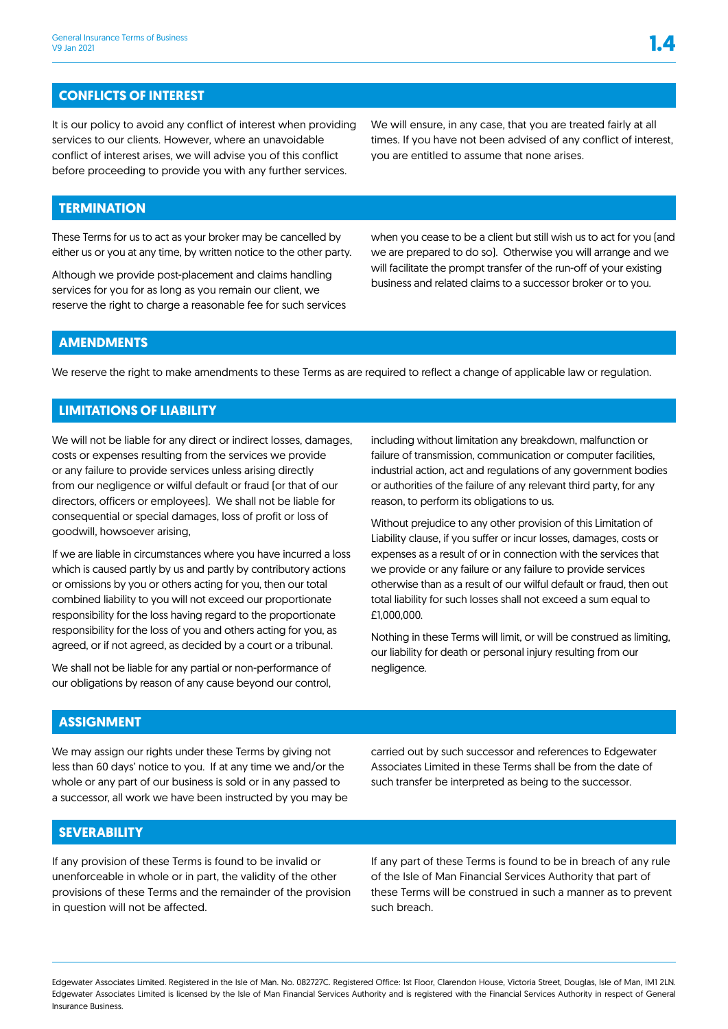## CONFLICTS OF INTEREST

It is our policy to avoid any conflict of interest when providing services to our clients. However, where an unavoidable conflict of interest arises, we will advise you of this conflict before proceeding to provide you with any further services.

We will ensure, in any case, that you are treated fairly at all times. If you have not been advised of any conflict of interest, you are entitled to assume that none arises.

## TERMINATION

These Terms for us to act as your broker may be cancelled by either us or you at any time, by written notice to the other party.

Although we provide post-placement and claims handling services for you for as long as you remain our client, we reserve the right to charge a reasonable fee for such services when you cease to be a client but still wish us to act for you (and we are prepared to do so). Otherwise you will arrange and we will facilitate the prompt transfer of the run-off of your existing business and related claims to a successor broker or to you.

## AMENDMENTS

We reserve the right to make amendments to these Terms as are required to reflect a change of applicable law or regulation.

## LIMITATIONS OF LIABILITY

We will not be liable for any direct or indirect losses, damages, costs or expenses resulting from the services we provide or any failure to provide services unless arising directly from our negligence or wilful default or fraud (or that of our directors, officers or employees). We shall not be liable for consequential or special damages, loss of profit or loss of goodwill, howsoever arising,

If we are liable in circumstances where you have incurred a loss which is caused partly by us and partly by contributory actions or omissions by you or others acting for you, then our total combined liability to you will not exceed our proportionate responsibility for the loss having regard to the proportionate responsibility for the loss of you and others acting for you, as agreed, or if not agreed, as decided by a court or a tribunal.

We shall not be liable for any partial or non-performance of our obligations by reason of any cause beyond our control, including without limitation any breakdown, malfunction or failure of transmission, communication or computer facilities, industrial action, act and regulations of any government bodies or authorities of the failure of any relevant third party, for any reason, to perform its obligations to us.

Without prejudice to any other provision of this Limitation of Liability clause, if you suffer or incur losses, damages, costs or expenses as a result of or in connection with the services that we provide or any failure or any failure to provide services otherwise than as a result of our wilful default or fraud, then out total liability for such losses shall not exceed a sum equal to £1,000,000.

Nothing in these Terms will limit, or will be construed as limiting, our liability for death or personal injury resulting from our negligence.

## ASSIGNMENT

We may assign our rights under these Terms by giving not less than 60 days' notice to you. If at any time we and/or the whole or any part of our business is sold or in any passed to a successor, all work we have been instructed by you may be carried out by such successor and references to Edgewater Associates Limited in these Terms shall be from the date of such transfer be interpreted as being to the successor.

## SEVERABILITY

If any provision of these Terms is found to be invalid or unenforceable in whole or in part, the validity of the other provisions of these Terms and the remainder of the provision in question will not be affected.

If any part of these Terms is found to be in breach of any rule of the Isle of Man Financial Services Authority that part of these Terms will be construed in such a manner as to prevent such breach.

Edgewater Associates Limited. Registered in the Isle of Man. No. 082727C. Registered Office: 1st Floor, Clarendon House, Victoria Street, Douglas, Isle of Man, IM1 2LN. Edgewater Associates Limited is licensed by the Isle of Man Financial Services Authority and is registered with the Financial Services Authority in respect of General Insurance Business.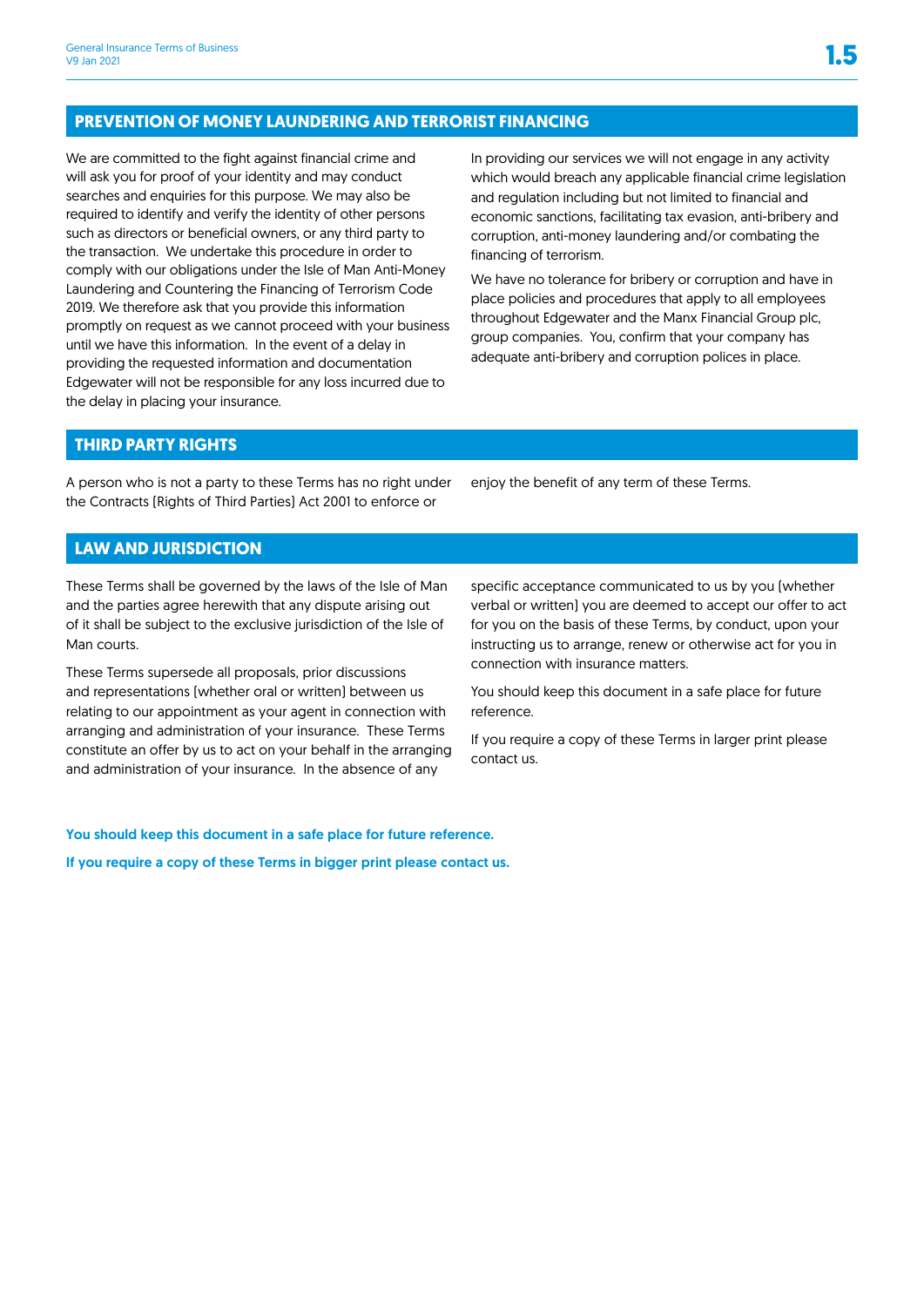## PREVENTION OF MONEY LAUNDERING AND TERRORIST FINANCING

We are committed to the fight against financial crime and will ask you for proof of your identity and may conduct searches and enquiries for this purpose. We may also be required to identify and verify the identity of other persons such as directors or beneficial owners, or any third party to the transaction. We undertake this procedure in order to comply with our obligations under the Isle of Man Anti-Money Laundering and Countering the Financing of Terrorism Code 2019. We therefore ask that you provide this information promptly on request as we cannot proceed with your business until we have this information. In the event of a delay in providing the requested information and documentation Edgewater will not be responsible for any loss incurred due to the delay in placing your insurance.

In providing our services we will not engage in any activity which would breach any applicable financial crime legislation and regulation including but not limited to financial and economic sanctions, facilitating tax evasion, anti-bribery and corruption, anti-money laundering and/or combating the financing of terrorism.

We have no tolerance for bribery or corruption and have in place policies and procedures that apply to all employees throughout Edgewater and the Manx Financial Group plc, group companies. You, confirm that your company has adequate anti-bribery and corruption polices in place.

## THIRD PARTY RIGHTS

A person who is not a party to these Terms has no right under the Contracts (Rights of Third Parties) Act 2001 to enforce or enjoy the benefit of any term of these Terms.

## LAW AND JURISDICTION

These Terms shall be governed by the laws of the Isle of Man and the parties agree herewith that any dispute arising out of it shall be subject to the exclusive jurisdiction of the Isle of Man courts.

These Terms supersede all proposals, prior discussions and representations (whether oral or written) between us relating to our appointment as your agent in connection with arranging and administration of your insurance. These Terms constitute an offer by us to act on your behalf in the arranging and administration of your insurance. In the absence of any specific acceptance communicated to us by you (whether verbal or written) you are deemed to accept our offer to act for you on the basis of these Terms, by conduct, upon your instructing us to arrange, renew or otherwise act for you in connection with insurance matters.

You should keep this document in a safe place for future reference.

If you require a copy of these Terms in larger print please contact us.

**You should keep this document in a safe place for future reference.**

**If you require a copy of these Terms in bigger print please contact us.**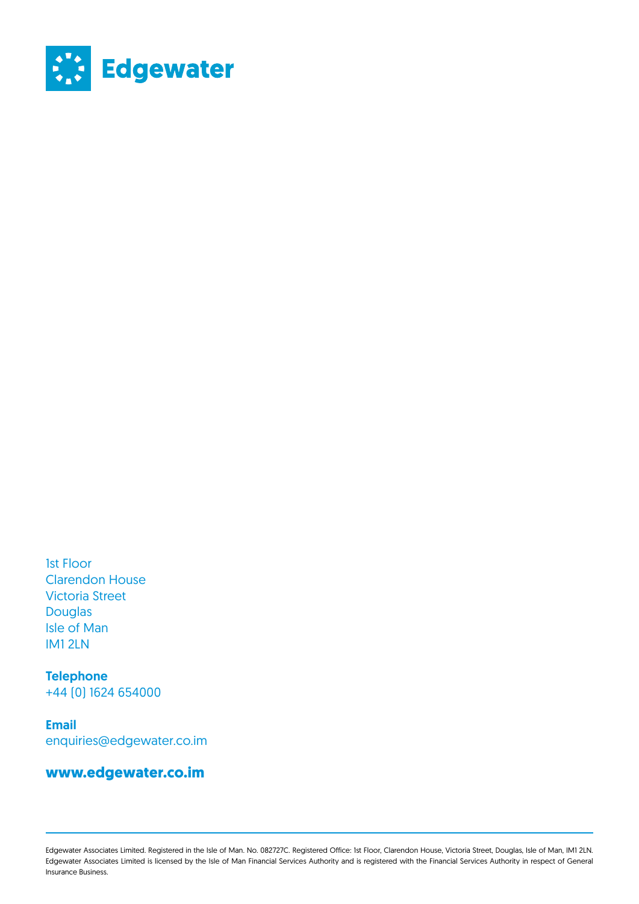# Edgewater

1st Floor
Clarendon House
Victoria Street
Douglas
Isle of Man
IM1 2LN

**Telephone**
+44 (0) 1624 654000

**Email**
enquiries@edgewater.co.im

**www.edgewater.co.im**

---

Edgewater Associates Limited. Registered in the Isle of Man. No. 082727C. Registered Office: 1st Floor, Clarendon House, Victoria Street, Douglas, Isle of Man, IM1 2LN. Edgewater Associates Limited is licensed by the Isle of Man Financial Services Authority and is registered with the Financial Services Authority in respect of General Insurance Business.